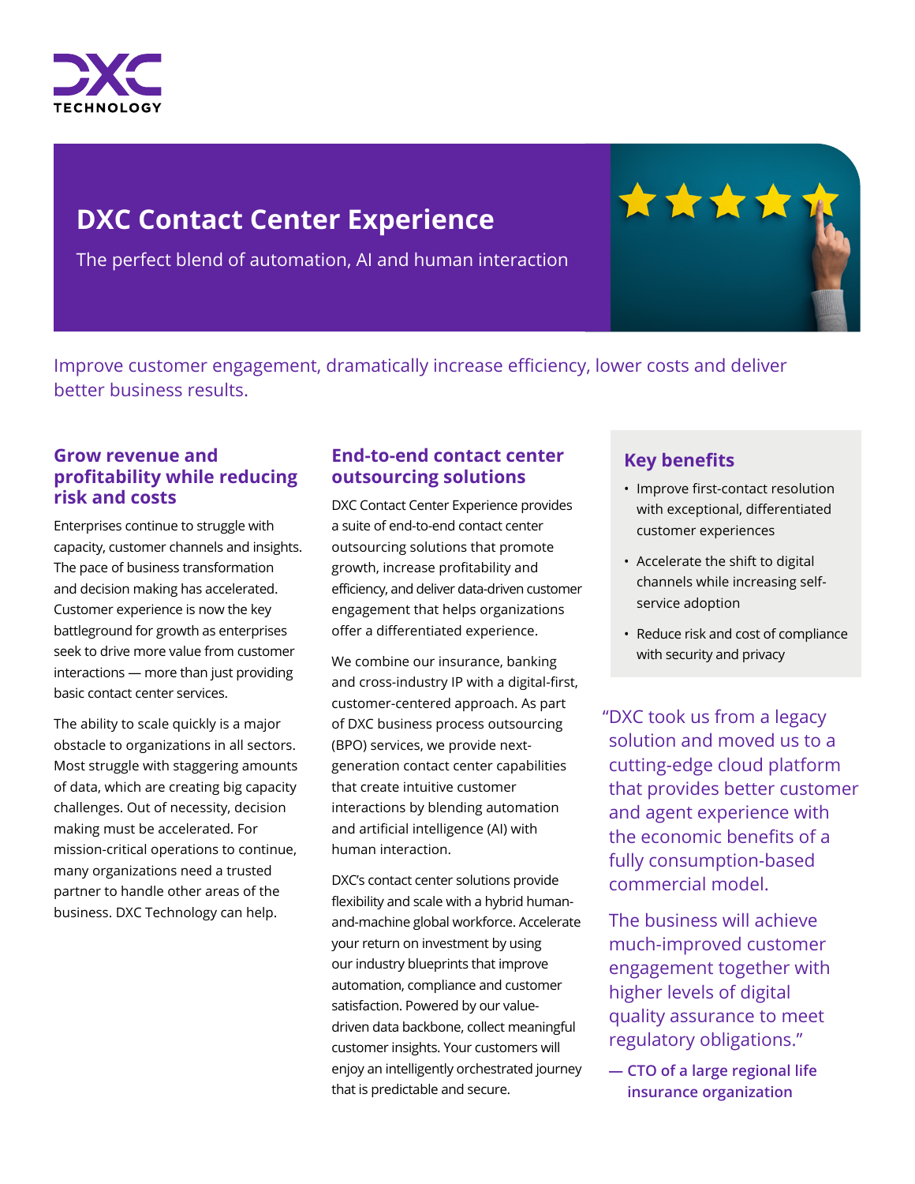DXC TECHNOLOGY

# DXC Contact Center Experience

The perfect blend of automation, AI and human interaction

Improve customer engagement, dramatically increase efficiency, lower costs and deliver better business results.

## Grow revenue and profitability while reducing risk and costs

Enterprises continue to struggle with capacity, customer channels and insights. The pace of business transformation and decision making has accelerated. Customer experience is now the key battleground for growth as enterprises seek to drive more value from customer interactions — more than just providing basic contact center services.

The ability to scale quickly is a major obstacle to organizations in all sectors. Most struggle with staggering amounts of data, which are creating big capacity challenges. Out of necessity, decision making must be accelerated. For mission-critical operations to continue, many organizations need a trusted partner to handle other areas of the business. DXC Technology can help.

## End-to-end contact center outsourcing solutions

DXC Contact Center Experience provides a suite of end-to-end contact center outsourcing solutions that promote growth, increase profitability and efficiency, and deliver data-driven customer engagement that helps organizations offer a differentiated experience.

We combine our insurance, banking and cross-industry IP with a digital-first, customer-centered approach. As part of DXC business process outsourcing (BPO) services, we provide next-generation contact center capabilities that create intuitive customer interactions by blending automation and artificial intelligence (AI) with human interaction.

DXC's contact center solutions provide flexibility and scale with a hybrid human-and-machine global workforce. Accelerate your return on investment by using our industry blueprints that improve automation, compliance and customer satisfaction. Powered by our value-driven data backbone, collect meaningful customer insights. Your customers will enjoy an intelligently orchestrated journey that is predictable and secure.

## Key benefits

- Improve first-contact resolution with exceptional, differentiated customer experiences
- Accelerate the shift to digital channels while increasing self-service adoption
- Reduce risk and cost of compliance with security and privacy

"DXC took us from a legacy solution and moved us to a cutting-edge cloud platform that provides better customer and agent experience with the economic benefits of a fully consumption-based commercial model.

The business will achieve much-improved customer engagement together with higher levels of digital quality assurance to meet regulatory obligations."

**— CTO of a large regional life insurance organization**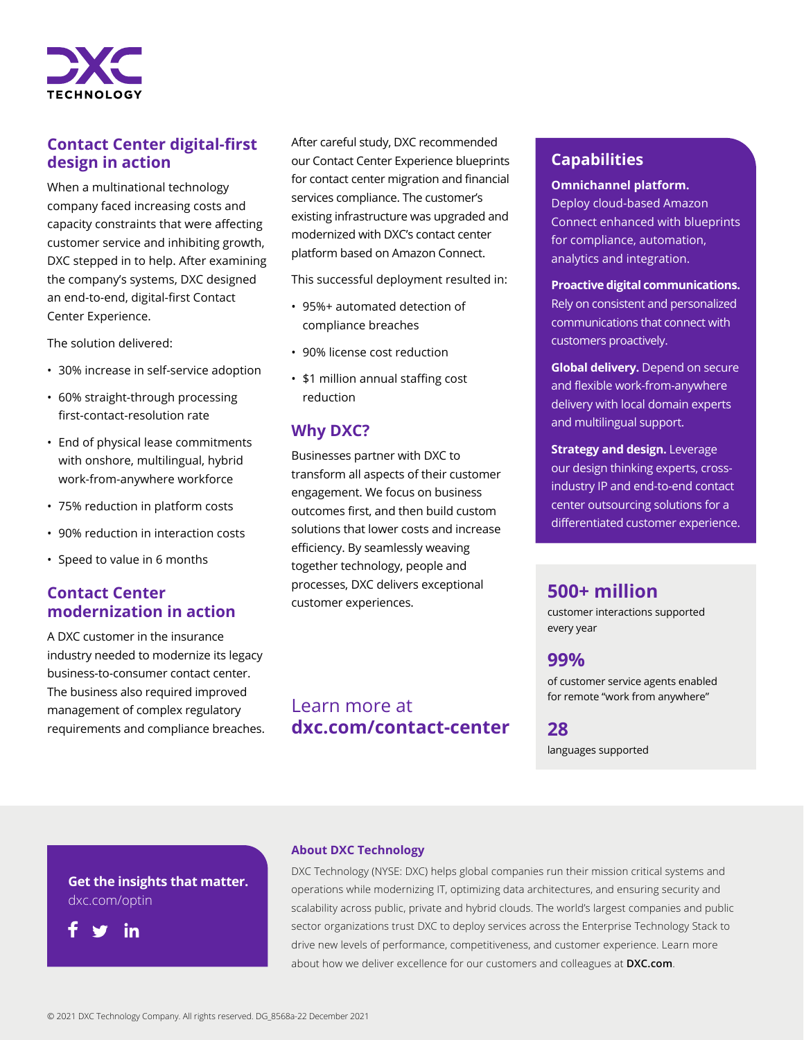## Contact Center digital-first design in action

When a multinational technology company faced increasing costs and capacity constraints that were affecting customer service and inhibiting growth, DXC stepped in to help. After examining the company's systems, DXC designed an end-to-end, digital-first Contact Center Experience.

The solution delivered:

- 30% increase in self-service adoption
- 60% straight-through processing first-contact-resolution rate
- End of physical lease commitments with onshore, multilingual, hybrid work-from-anywhere workforce
- 75% reduction in platform costs
- 90% reduction in interaction costs
- Speed to value in 6 months

## Contact Center modernization in action

A DXC customer in the insurance industry needed to modernize its legacy business-to-consumer contact center. The business also required improved management of complex regulatory requirements and compliance breaches.

After careful study, DXC recommended our Contact Center Experience blueprints for contact center migration and financial services compliance. The customer's existing infrastructure was upgraded and modernized with DXC's contact center platform based on Amazon Connect.

This successful deployment resulted in:

- 95%+ automated detection of compliance breaches
- 90% license cost reduction
- $1 million annual staffing cost reduction

## Why DXC?

Businesses partner with DXC to transform all aspects of their customer engagement. We focus on business outcomes first, and then build custom solutions that lower costs and increase efficiency. By seamlessly weaving together technology, people and processes, DXC delivers exceptional customer experiences.

Learn more at **dxc.com/contact-center**

## Capabilities

**Omnichannel platform.** Deploy cloud-based Amazon Connect enhanced with blueprints for compliance, automation, analytics and integration.

**Proactive digital communications.** Rely on consistent and personalized communications that connect with customers proactively.

**Global delivery.** Depend on secure and flexible work-from-anywhere delivery with local domain experts and multilingual support.

**Strategy and design.** Leverage our design thinking experts, cross-industry IP and end-to-end contact center outsourcing solutions for a differentiated customer experience.

**500+ million**
customer interactions supported every year

**99%**
of customer service agents enabled for remote "work from anywhere"

**28**
languages supported

**Get the insights that matter.**
dxc.com/optin

### About DXC Technology

DXC Technology (NYSE: DXC) helps global companies run their mission critical systems and operations while modernizing IT, optimizing data architectures, and ensuring security and scalability across public, private and hybrid clouds. The world's largest companies and public sector organizations trust DXC to deploy services across the Enterprise Technology Stack to drive new levels of performance, competitiveness, and customer experience. Learn more about how we deliver excellence for our customers and colleagues at **DXC.com**.

© 2021 DXC Technology Company. All rights reserved. DG_8568a-22 December 2021